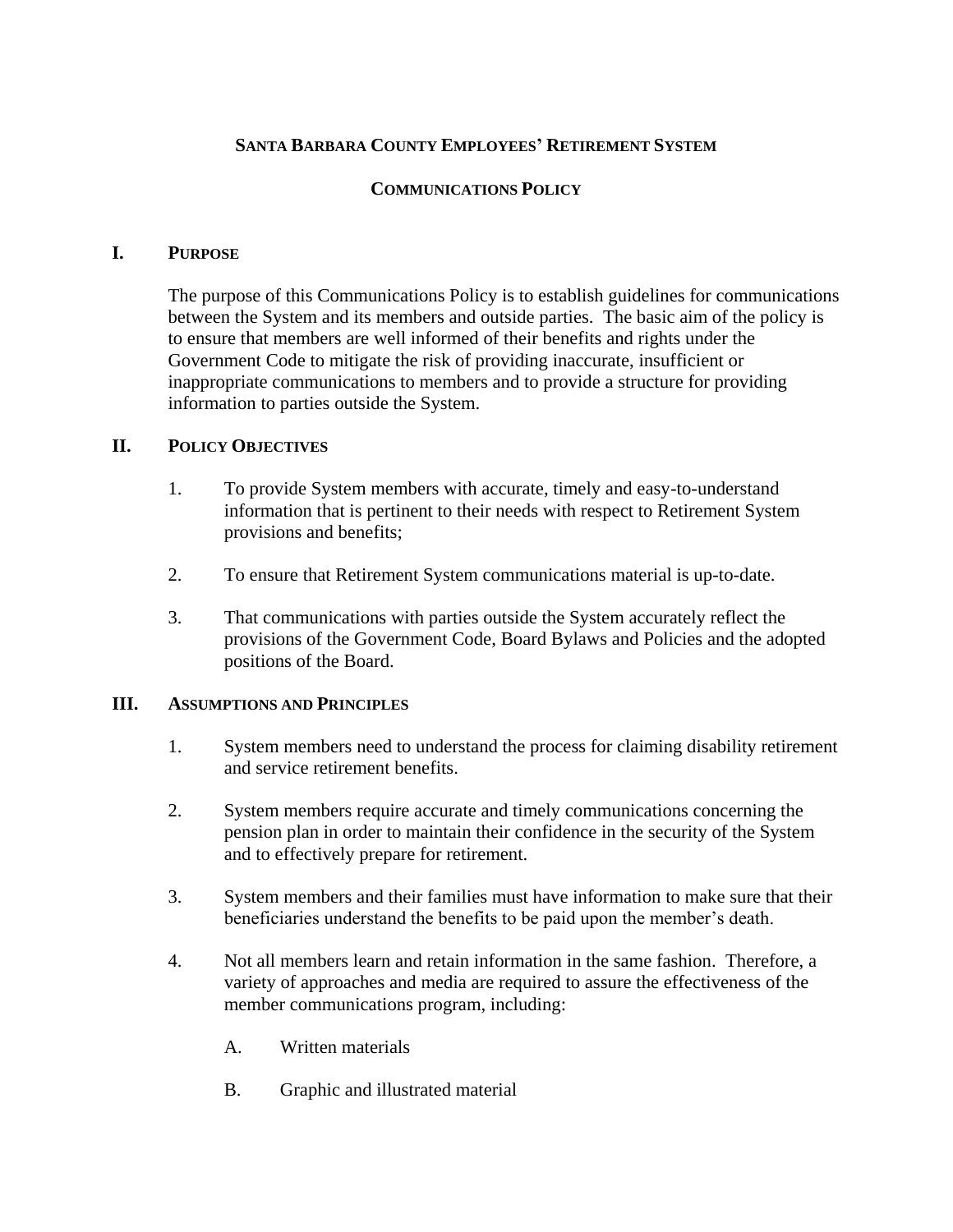# SANTA BARBARA COUNTY EMPLOYEES' RETIREMENT SYSTEM

## COMMUNICATIONS POLICY

## I. PURPOSE

The purpose of this Communications Policy is to establish guidelines for communications between the System and its members and outside parties. The basic aim of the policy is to ensure that members are well informed of their benefits and rights under the Government Code to mitigate the risk of providing inaccurate, insufficient or inappropriate communications to members and to provide a structure for providing information to parties outside the System.

## II. POLICY OBJECTIVES

1. To provide System members with accurate, timely and easy-to-understand information that is pertinent to their needs with respect to Retirement System provisions and benefits;

2. To ensure that Retirement System communications material is up-to-date.

3. That communications with parties outside the System accurately reflect the provisions of the Government Code, Board Bylaws and Policies and the adopted positions of the Board.

## III. ASSUMPTIONS AND PRINCIPLES

1. System members need to understand the process for claiming disability retirement and service retirement benefits.

2. System members require accurate and timely communications concerning the pension plan in order to maintain their confidence in the security of the System and to effectively prepare for retirement.

3. System members and their families must have information to make sure that their beneficiaries understand the benefits to be paid upon the member's death.

4. Not all members learn and retain information in the same fashion. Therefore, a variety of approaches and media are required to assure the effectiveness of the member communications program, including:

   A. Written materials

   B. Graphic and illustrated material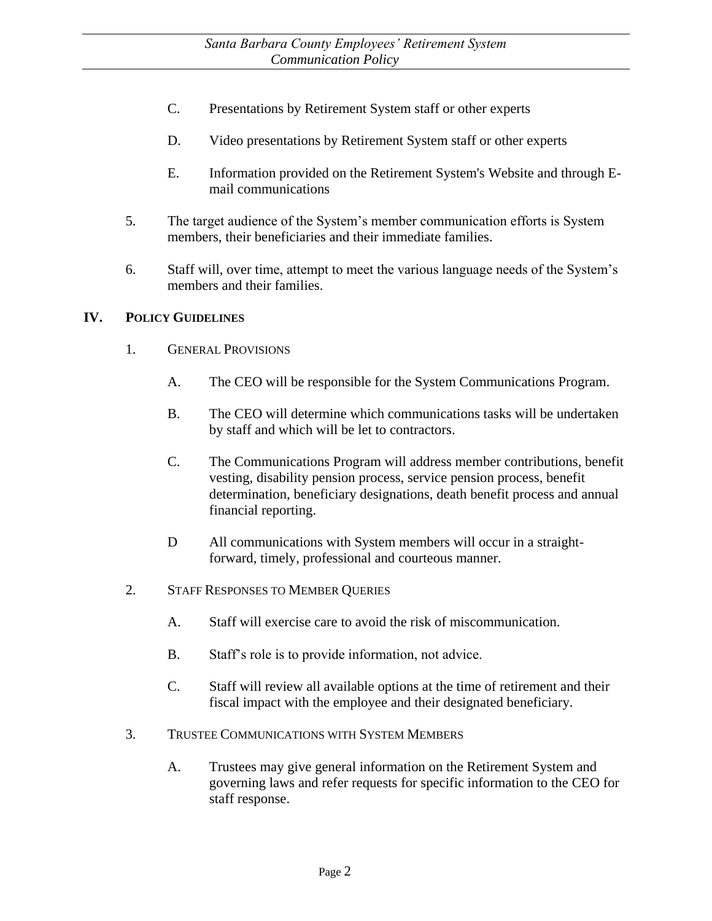C. Presentations by Retirement System staff or other experts

D. Video presentations by Retirement System staff or other experts

E. Information provided on the Retirement System's Website and through E-mail communications

5. The target audience of the System's member communication efforts is System members, their beneficiaries and their immediate families.

6. Staff will, over time, attempt to meet the various language needs of the System's members and their families.

## IV. POLICY GUIDELINES

1. GENERAL PROVISIONS

   A. The CEO will be responsible for the System Communications Program.

   B. The CEO will determine which communications tasks will be undertaken by staff and which will be let to contractors.

   C. The Communications Program will address member contributions, benefit vesting, disability pension process, service pension process, benefit determination, beneficiary designations, death benefit process and annual financial reporting.

   D All communications with System members will occur in a straight-forward, timely, professional and courteous manner.

2. STAFF RESPONSES TO MEMBER QUERIES

   A. Staff will exercise care to avoid the risk of miscommunication.

   B. Staff's role is to provide information, not advice.

   C. Staff will review all available options at the time of retirement and their fiscal impact with the employee and their designated beneficiary.

3. TRUSTEE COMMUNICATIONS WITH SYSTEM MEMBERS

   A. Trustees may give general information on the Retirement System and governing laws and refer requests for specific information to the CEO for staff response.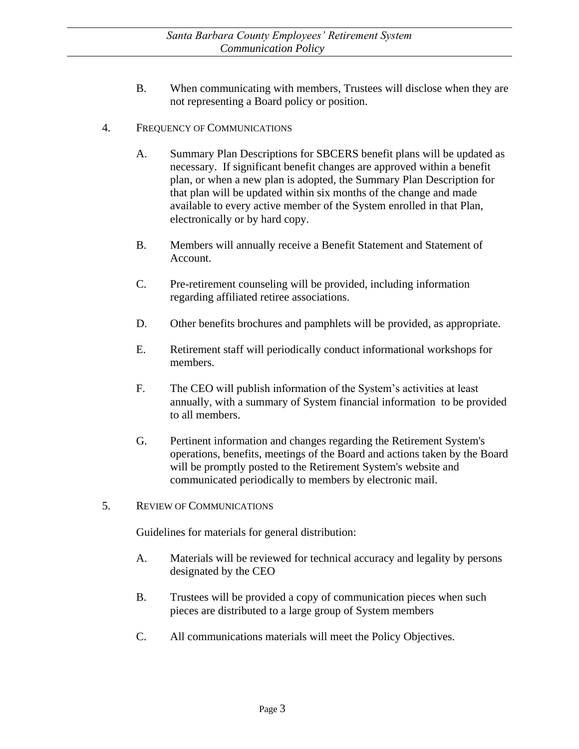B. When communicating with members, Trustees will disclose when they are not representing a Board policy or position.

## 4. Frequency of Communications

A. Summary Plan Descriptions for SBCERS benefit plans will be updated as necessary. If significant benefit changes are approved within a benefit plan, or when a new plan is adopted, the Summary Plan Description for that plan will be updated within six months of the change and made available to every active member of the System enrolled in that Plan, electronically or by hard copy.

B. Members will annually receive a Benefit Statement and Statement of Account.

C. Pre-retirement counseling will be provided, including information regarding affiliated retiree associations.

D. Other benefits brochures and pamphlets will be provided, as appropriate.

E. Retirement staff will periodically conduct informational workshops for members.

F. The CEO will publish information of the System's activities at least annually, with a summary of System financial information to be provided to all members.

G. Pertinent information and changes regarding the Retirement System's operations, benefits, meetings of the Board and actions taken by the Board will be promptly posted to the Retirement System's website and communicated periodically to members by electronic mail.

## 5. Review of Communications

Guidelines for materials for general distribution:

A. Materials will be reviewed for technical accuracy and legality by persons designated by the CEO

B. Trustees will be provided a copy of communication pieces when such pieces are distributed to a large group of System members

C. All communications materials will meet the Policy Objectives.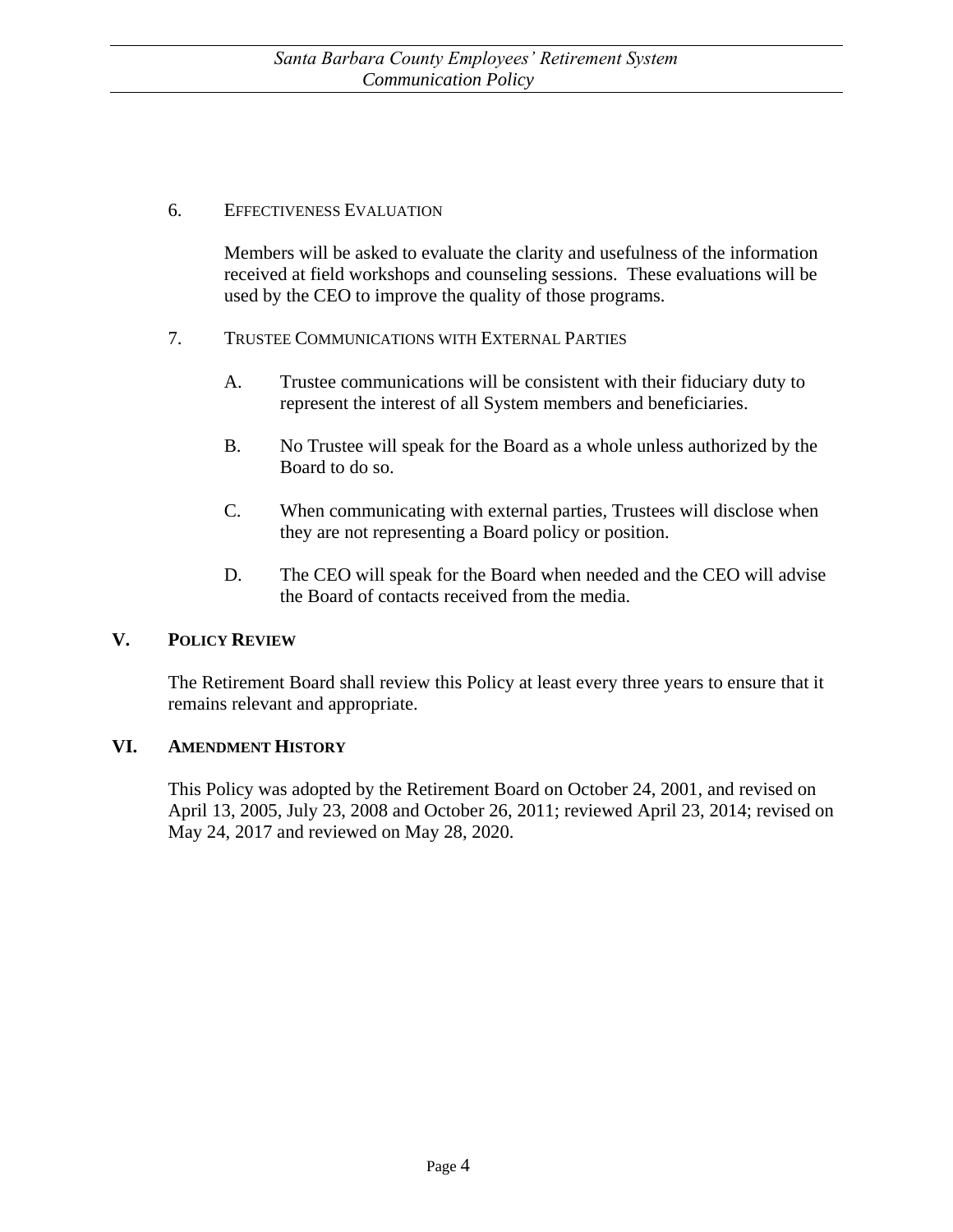6. EFFECTIVENESS EVALUATION

   Members will be asked to evaluate the clarity and usefulness of the information received at field workshops and counseling sessions. These evaluations will be used by the CEO to improve the quality of those programs.

7. TRUSTEE COMMUNICATIONS WITH EXTERNAL PARTIES

   A. Trustee communications will be consistent with their fiduciary duty to represent the interest of all System members and beneficiaries.

   B. No Trustee will speak for the Board as a whole unless authorized by the Board to do so.

   C. When communicating with external parties, Trustees will disclose when they are not representing a Board policy or position.

   D. The CEO will speak for the Board when needed and the CEO will advise the Board of contacts received from the media.

## V. POLICY REVIEW

The Retirement Board shall review this Policy at least every three years to ensure that it remains relevant and appropriate.

## VI. AMENDMENT HISTORY

This Policy was adopted by the Retirement Board on October 24, 2001, and revised on April 13, 2005, July 23, 2008 and October 26, 2011; reviewed April 23, 2014; revised on May 24, 2017 and reviewed on May 28, 2020.